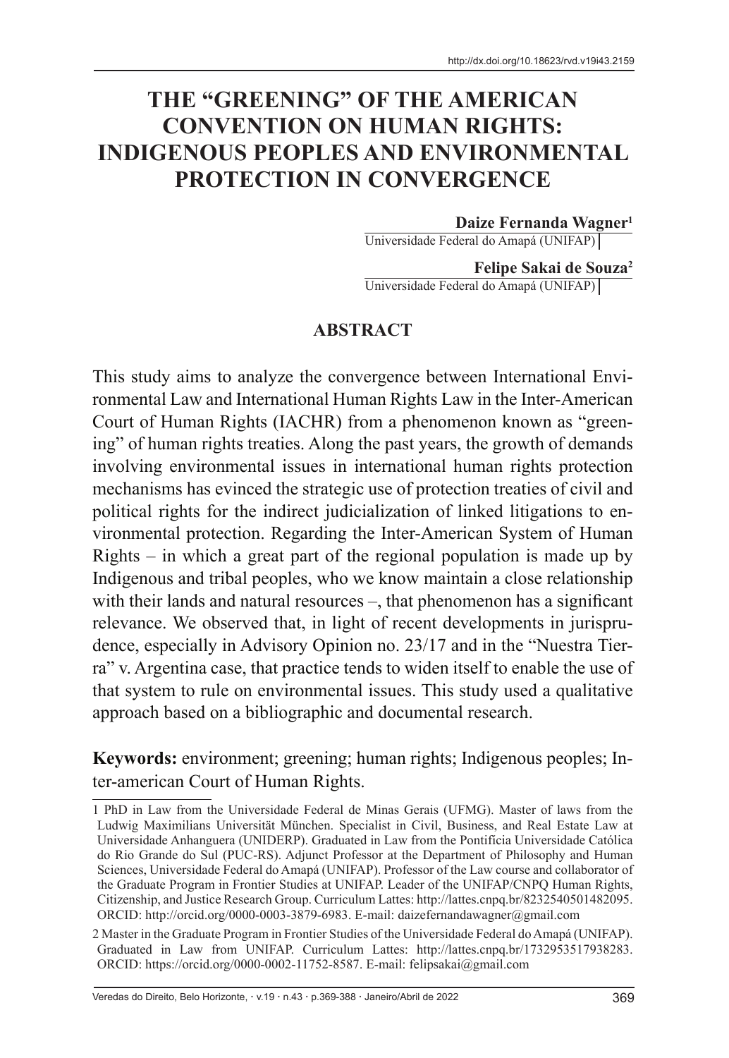http://dx.doi.org/10.18623/rvd.v19i43.2159

# THE "GREENING" OF THE AMERICAN CONVENTION ON HUMAN RIGHTS: INDIGENOUS PEOPLES AND ENVIRONMENTAL PROTECTION IN CONVERGENCE

**Daize Fernanda Wagner**[1]
Universidade Federal do Amapá (UNIFAP)

**Felipe Sakai de Souza**[2]
Universidade Federal do Amapá (UNIFAP)

## ABSTRACT

This study aims to analyze the convergence between International Environmental Law and International Human Rights Law in the Inter-American Court of Human Rights (IACHR) from a phenomenon known as "greening" of human rights treaties. Along the past years, the growth of demands involving environmental issues in international human rights protection mechanisms has evinced the strategic use of protection treaties of civil and political rights for the indirect judicialization of linked litigations to environmental protection. Regarding the Inter-American System of Human Rights – in which a great part of the regional population is made up by Indigenous and tribal peoples, who we know maintain a close relationship with their lands and natural resources –, that phenomenon has a significant relevance. We observed that, in light of recent developments in jurisprudence, especially in Advisory Opinion no. 23/17 and in the "Nuestra Tierra" v. Argentina case, that practice tends to widen itself to enable the use of that system to rule on environmental issues. This study used a qualitative approach based on a bibliographic and documental research.

**Keywords:** environment; greening; human rights; Indigenous peoples; Inter-american Court of Human Rights.

---

1 PhD in Law from the Universidade Federal de Minas Gerais (UFMG). Master of laws from the Ludwig Maximilians Universität München. Specialist in Civil, Business, and Real Estate Law at Universidade Anhanguera (UNIDERP). Graduated in Law from the Pontifícia Universidade Católica do Rio Grande do Sul (PUC-RS). Adjunct Professor at the Department of Philosophy and Human Sciences, Universidade Federal do Amapá (UNIFAP). Professor of the Law course and collaborator of the Graduate Program in Frontier Studies at UNIFAP. Leader of the UNIFAP/CNPQ Human Rights, Citizenship, and Justice Research Group. Curriculum Lattes: http://lattes.cnpq.br/8232540501482095. ORCID: http://orcid.org/0000-0003-3879-6983. E-mail: daizefernandawagner@gmail.com

2 Master in the Graduate Program in Frontier Studies of the Universidade Federal do Amapá (UNIFAP). Graduated in Law from UNIFAP. Curriculum Lattes: http://lattes.cnpq.br/1732953517938283. ORCID: https://orcid.org/0000-0002-11752-8587. E-mail: felipsakai@gmail.com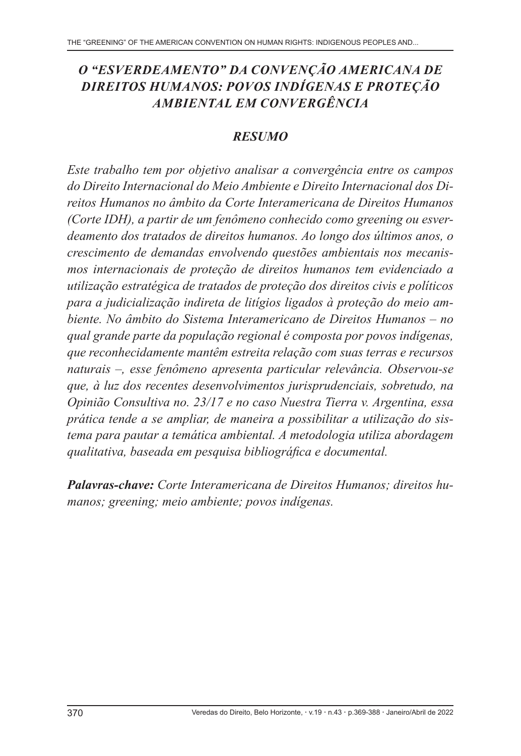## *O "ESVERDEAMENTO" DA CONVENÇÃO AMERICANA DE DIREITOS HUMANOS: POVOS INDÍGENAS E PROTEÇÃO AMBIENTAL EM CONVERGÊNCIA*

### *RESUMO*

*Este trabalho tem por objetivo analisar a convergência entre os campos do Direito Internacional do Meio Ambiente e Direito Internacional dos Direitos Humanos no âmbito da Corte Interamericana de Direitos Humanos (Corte IDH), a partir de um fenômeno conhecido como greening ou esverdeamento dos tratados de direitos humanos. Ao longo dos últimos anos, o crescimento de demandas envolvendo questões ambientais nos mecanismos internacionais de proteção de direitos humanos tem evidenciado a utilização estratégica de tratados de proteção dos direitos civis e políticos para a judicialização indireta de litígios ligados à proteção do meio ambiente. No âmbito do Sistema Interamericano de Direitos Humanos – no qual grande parte da população regional é composta por povos indígenas, que reconhecidamente mantêm estreita relação com suas terras e recursos naturais –, esse fenômeno apresenta particular relevância. Observou-se que, à luz dos recentes desenvolvimentos jurisprudenciais, sobretudo, na Opinião Consultiva no. 23/17 e no caso Nuestra Tierra v. Argentina, essa prática tende a se ampliar, de maneira a possibilitar a utilização do sistema para pautar a temática ambiental. A metodologia utiliza abordagem qualitativa, baseada em pesquisa bibliográfica e documental.*

***Palavras-chave:*** *Corte Interamericana de Direitos Humanos; direitos humanos; greening; meio ambiente; povos indígenas.*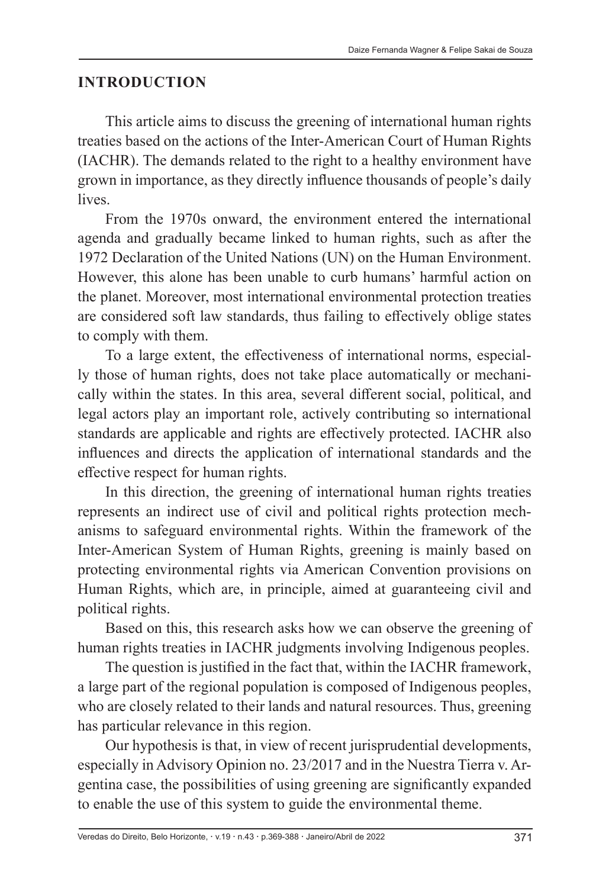## INTRODUCTION

This article aims to discuss the greening of international human rights treaties based on the actions of the Inter-American Court of Human Rights (IACHR). The demands related to the right to a healthy environment have grown in importance, as they directly influence thousands of people's daily lives.

From the 1970s onward, the environment entered the international agenda and gradually became linked to human rights, such as after the 1972 Declaration of the United Nations (UN) on the Human Environment. However, this alone has been unable to curb humans' harmful action on the planet. Moreover, most international environmental protection treaties are considered soft law standards, thus failing to effectively oblige states to comply with them.

To a large extent, the effectiveness of international norms, especially those of human rights, does not take place automatically or mechanically within the states. In this area, several different social, political, and legal actors play an important role, actively contributing so international standards are applicable and rights are effectively protected. IACHR also influences and directs the application of international standards and the effective respect for human rights.

In this direction, the greening of international human rights treaties represents an indirect use of civil and political rights protection mechanisms to safeguard environmental rights. Within the framework of the Inter-American System of Human Rights, greening is mainly based on protecting environmental rights via American Convention provisions on Human Rights, which are, in principle, aimed at guaranteeing civil and political rights.

Based on this, this research asks how we can observe the greening of human rights treaties in IACHR judgments involving Indigenous peoples.

The question is justified in the fact that, within the IACHR framework, a large part of the regional population is composed of Indigenous peoples, who are closely related to their lands and natural resources. Thus, greening has particular relevance in this region.

Our hypothesis is that, in view of recent jurisprudential developments, especially in Advisory Opinion no. 23/2017 and in the Nuestra Tierra v. Argentina case, the possibilities of using greening are significantly expanded to enable the use of this system to guide the environmental theme.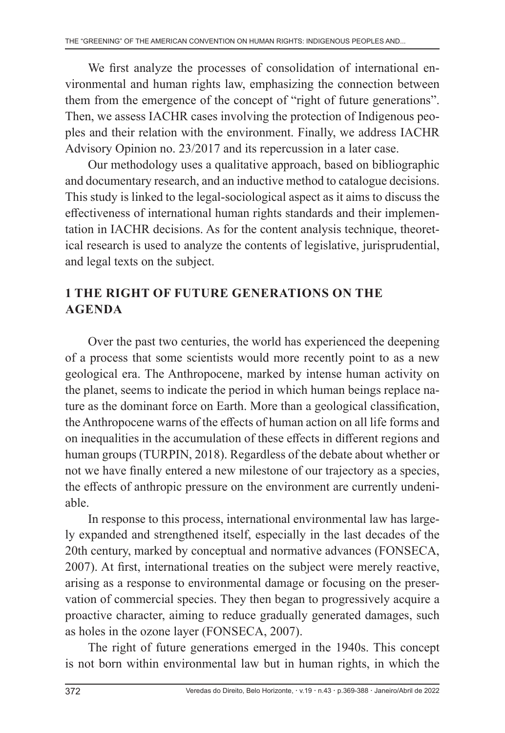We first analyze the processes of consolidation of international environmental and human rights law, emphasizing the connection between them from the emergence of the concept of "right of future generations". Then, we assess IACHR cases involving the protection of Indigenous peoples and their relation with the environment. Finally, we address IACHR Advisory Opinion no. 23/2017 and its repercussion in a later case.

Our methodology uses a qualitative approach, based on bibliographic and documentary research, and an inductive method to catalogue decisions. This study is linked to the legal-sociological aspect as it aims to discuss the effectiveness of international human rights standards and their implementation in IACHR decisions. As for the content analysis technique, theoretical research is used to analyze the contents of legislative, jurisprudential, and legal texts on the subject.

## 1 THE RIGHT OF FUTURE GENERATIONS ON THE AGENDA

Over the past two centuries, the world has experienced the deepening of a process that some scientists would more recently point to as a new geological era. The Anthropocene, marked by intense human activity on the planet, seems to indicate the period in which human beings replace nature as the dominant force on Earth. More than a geological classification, the Anthropocene warns of the effects of human action on all life forms and on inequalities in the accumulation of these effects in different regions and human groups (TURPIN, 2018). Regardless of the debate about whether or not we have finally entered a new milestone of our trajectory as a species, the effects of anthropic pressure on the environment are currently undeniable.

In response to this process, international environmental law has largely expanded and strengthened itself, especially in the last decades of the 20th century, marked by conceptual and normative advances (FONSECA, 2007). At first, international treaties on the subject were merely reactive, arising as a response to environmental damage or focusing on the preservation of commercial species. They then began to progressively acquire a proactive character, aiming to reduce gradually generated damages, such as holes in the ozone layer (FONSECA, 2007).

The right of future generations emerged in the 1940s. This concept is not born within environmental law but in human rights, in which the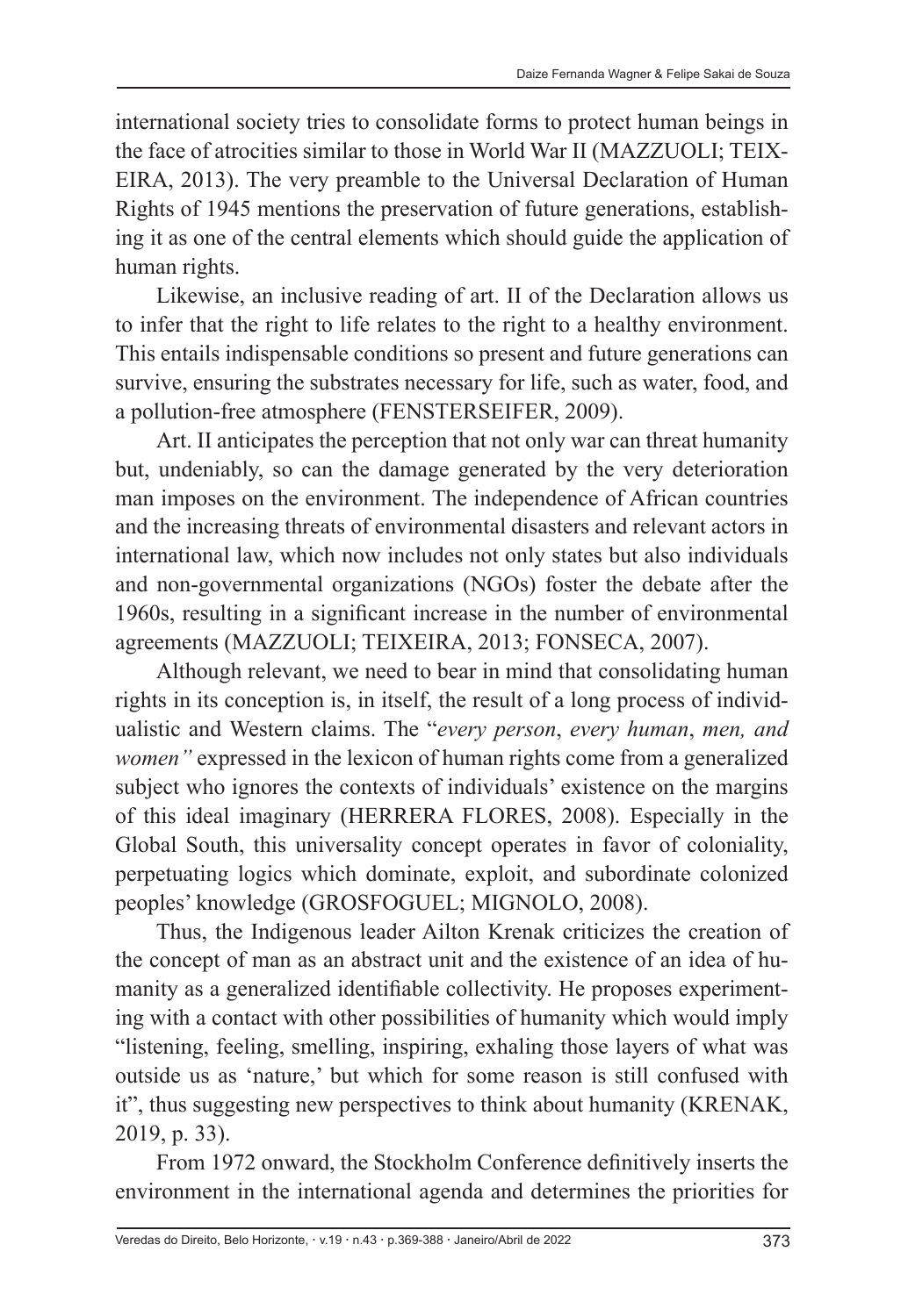international society tries to consolidate forms to protect human beings in the face of atrocities similar to those in World War II (MAZZUOLI; TEIXEIRA, 2013). The very preamble to the Universal Declaration of Human Rights of 1945 mentions the preservation of future generations, establishing it as one of the central elements which should guide the application of human rights.

Likewise, an inclusive reading of art. II of the Declaration allows us to infer that the right to life relates to the right to a healthy environment. This entails indispensable conditions so present and future generations can survive, ensuring the substrates necessary for life, such as water, food, and a pollution-free atmosphere (FENSTERSEIFER, 2009).

Art. II anticipates the perception that not only war can threat humanity but, undeniably, so can the damage generated by the very deterioration man imposes on the environment. The independence of African countries and the increasing threats of environmental disasters and relevant actors in international law, which now includes not only states but also individuals and non-governmental organizations (NGOs) foster the debate after the 1960s, resulting in a significant increase in the number of environmental agreements (MAZZUOLI; TEIXEIRA, 2013; FONSECA, 2007).

Although relevant, we need to bear in mind that consolidating human rights in its conception is, in itself, the result of a long process of individualistic and Western claims. The "*every person*, *every human*, *men, and women"* expressed in the lexicon of human rights come from a generalized subject who ignores the contexts of individuals' existence on the margins of this ideal imaginary (HERRERA FLORES, 2008). Especially in the Global South, this universality concept operates in favor of coloniality, perpetuating logics which dominate, exploit, and subordinate colonized peoples' knowledge (GROSFOGUEL; MIGNOLO, 2008).

Thus, the Indigenous leader Ailton Krenak criticizes the creation of the concept of man as an abstract unit and the existence of an idea of humanity as a generalized identifiable collectivity. He proposes experimenting with a contact with other possibilities of humanity which would imply "listening, feeling, smelling, inspiring, exhaling those layers of what was outside us as 'nature,' but which for some reason is still confused with it", thus suggesting new perspectives to think about humanity (KRENAK, 2019, p. 33).

From 1972 onward, the Stockholm Conference definitively inserts the environment in the international agenda and determines the priorities for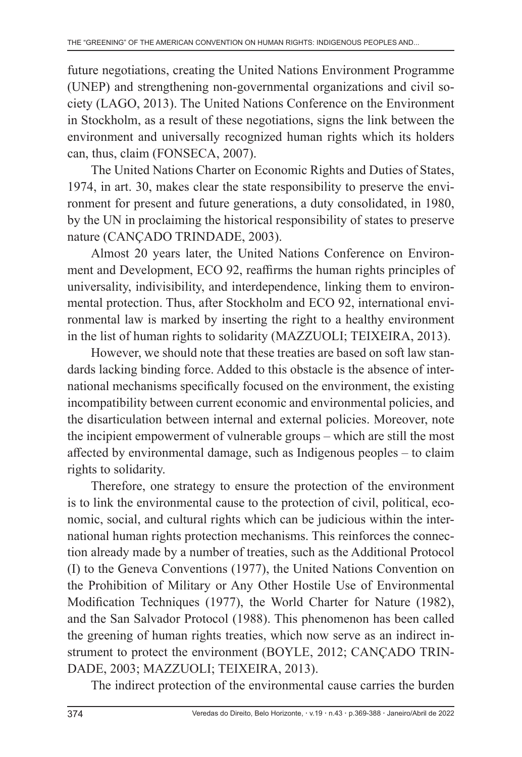future negotiations, creating the United Nations Environment Programme (UNEP) and strengthening non-governmental organizations and civil society (LAGO, 2013). The United Nations Conference on the Environment in Stockholm, as a result of these negotiations, signs the link between the environment and universally recognized human rights which its holders can, thus, claim (FONSECA, 2007).

The United Nations Charter on Economic Rights and Duties of States, 1974, in art. 30, makes clear the state responsibility to preserve the environment for present and future generations, a duty consolidated, in 1980, by the UN in proclaiming the historical responsibility of states to preserve nature (CANÇADO TRINDADE, 2003).

Almost 20 years later, the United Nations Conference on Environment and Development, ECO 92, reaffirms the human rights principles of universality, indivisibility, and interdependence, linking them to environmental protection. Thus, after Stockholm and ECO 92, international environmental law is marked by inserting the right to a healthy environment in the list of human rights to solidarity (MAZZUOLI; TEIXEIRA, 2013).

However, we should note that these treaties are based on soft law standards lacking binding force. Added to this obstacle is the absence of international mechanisms specifically focused on the environment, the existing incompatibility between current economic and environmental policies, and the disarticulation between internal and external policies. Moreover, note the incipient empowerment of vulnerable groups – which are still the most affected by environmental damage, such as Indigenous peoples – to claim rights to solidarity.

Therefore, one strategy to ensure the protection of the environment is to link the environmental cause to the protection of civil, political, economic, social, and cultural rights which can be judicious within the international human rights protection mechanisms. This reinforces the connection already made by a number of treaties, such as the Additional Protocol (I) to the Geneva Conventions (1977), the United Nations Convention on the Prohibition of Military or Any Other Hostile Use of Environmental Modification Techniques (1977), the World Charter for Nature (1982), and the San Salvador Protocol (1988). This phenomenon has been called the greening of human rights treaties, which now serve as an indirect instrument to protect the environment (BOYLE, 2012; CANÇADO TRINDADE, 2003; MAZZUOLI; TEIXEIRA, 2013).

The indirect protection of the environmental cause carries the burden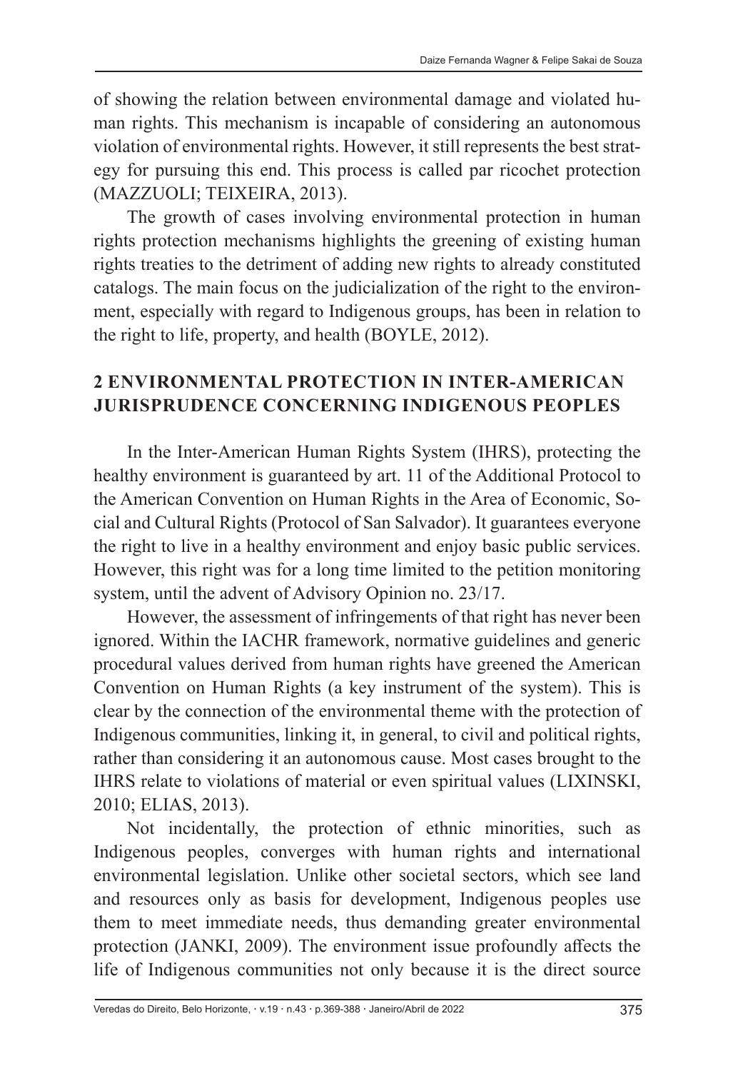of showing the relation between environmental damage and violated human rights. This mechanism is incapable of considering an autonomous violation of environmental rights. However, it still represents the best strategy for pursuing this end. This process is called par ricochet protection (MAZZUOLI; TEIXEIRA, 2013).

The growth of cases involving environmental protection in human rights protection mechanisms highlights the greening of existing human rights treaties to the detriment of adding new rights to already constituted catalogs. The main focus on the judicialization of the right to the environment, especially with regard to Indigenous groups, has been in relation to the right to life, property, and health (BOYLE, 2012).

## 2 ENVIRONMENTAL PROTECTION IN INTER-AMERICAN JURISPRUDENCE CONCERNING INDIGENOUS PEOPLES

In the Inter-American Human Rights System (IHRS), protecting the healthy environment is guaranteed by art. 11 of the Additional Protocol to the American Convention on Human Rights in the Area of Economic, Social and Cultural Rights (Protocol of San Salvador). It guarantees everyone the right to live in a healthy environment and enjoy basic public services. However, this right was for a long time limited to the petition monitoring system, until the advent of Advisory Opinion no. 23/17.

However, the assessment of infringements of that right has never been ignored. Within the IACHR framework, normative guidelines and generic procedural values derived from human rights have greened the American Convention on Human Rights (a key instrument of the system). This is clear by the connection of the environmental theme with the protection of Indigenous communities, linking it, in general, to civil and political rights, rather than considering it an autonomous cause. Most cases brought to the IHRS relate to violations of material or even spiritual values (LIXINSKI, 2010; ELIAS, 2013).

Not incidentally, the protection of ethnic minorities, such as Indigenous peoples, converges with human rights and international environmental legislation. Unlike other societal sectors, which see land and resources only as basis for development, Indigenous peoples use them to meet immediate needs, thus demanding greater environmental protection (JANKI, 2009). The environment issue profoundly affects the life of Indigenous communities not only because it is the direct source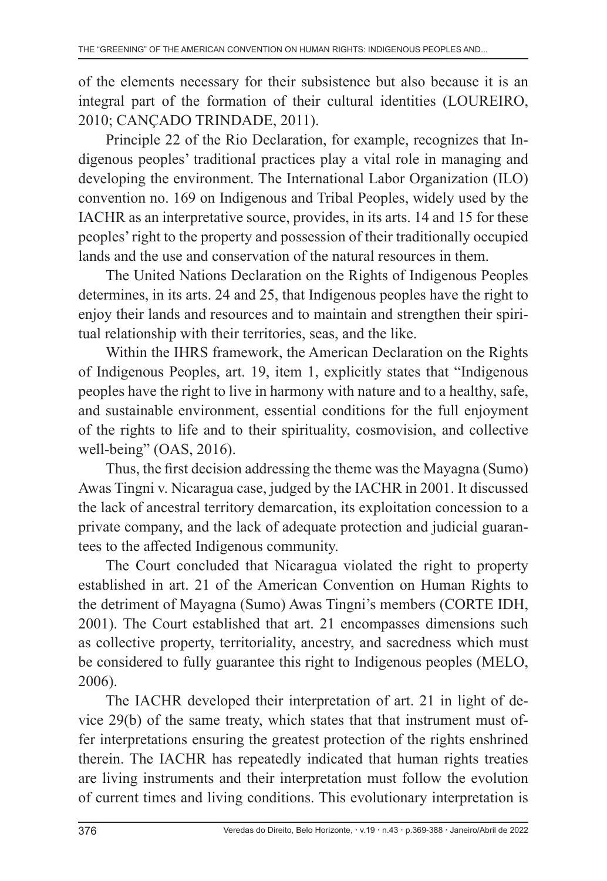of the elements necessary for their subsistence but also because it is an integral part of the formation of their cultural identities (LOUREIRO, 2010; CANÇADO TRINDADE, 2011).

Principle 22 of the Rio Declaration, for example, recognizes that Indigenous peoples' traditional practices play a vital role in managing and developing the environment. The International Labor Organization (ILO) convention no. 169 on Indigenous and Tribal Peoples, widely used by the IACHR as an interpretative source, provides, in its arts. 14 and 15 for these peoples' right to the property and possession of their traditionally occupied lands and the use and conservation of the natural resources in them.

The United Nations Declaration on the Rights of Indigenous Peoples determines, in its arts. 24 and 25, that Indigenous peoples have the right to enjoy their lands and resources and to maintain and strengthen their spiritual relationship with their territories, seas, and the like.

Within the IHRS framework, the American Declaration on the Rights of Indigenous Peoples, art. 19, item 1, explicitly states that "Indigenous peoples have the right to live in harmony with nature and to a healthy, safe, and sustainable environment, essential conditions for the full enjoyment of the rights to life and to their spirituality, cosmovision, and collective well-being" (OAS, 2016).

Thus, the first decision addressing the theme was the Mayagna (Sumo) Awas Tingni v. Nicaragua case, judged by the IACHR in 2001. It discussed the lack of ancestral territory demarcation, its exploitation concession to a private company, and the lack of adequate protection and judicial guarantees to the affected Indigenous community.

The Court concluded that Nicaragua violated the right to property established in art. 21 of the American Convention on Human Rights to the detriment of Mayagna (Sumo) Awas Tingni's members (CORTE IDH, 2001). The Court established that art. 21 encompasses dimensions such as collective property, territoriality, ancestry, and sacredness which must be considered to fully guarantee this right to Indigenous peoples (MELO, 2006).

The IACHR developed their interpretation of art. 21 in light of device 29(b) of the same treaty, which states that that instrument must offer interpretations ensuring the greatest protection of the rights enshrined therein. The IACHR has repeatedly indicated that human rights treaties are living instruments and their interpretation must follow the evolution of current times and living conditions. This evolutionary interpretation is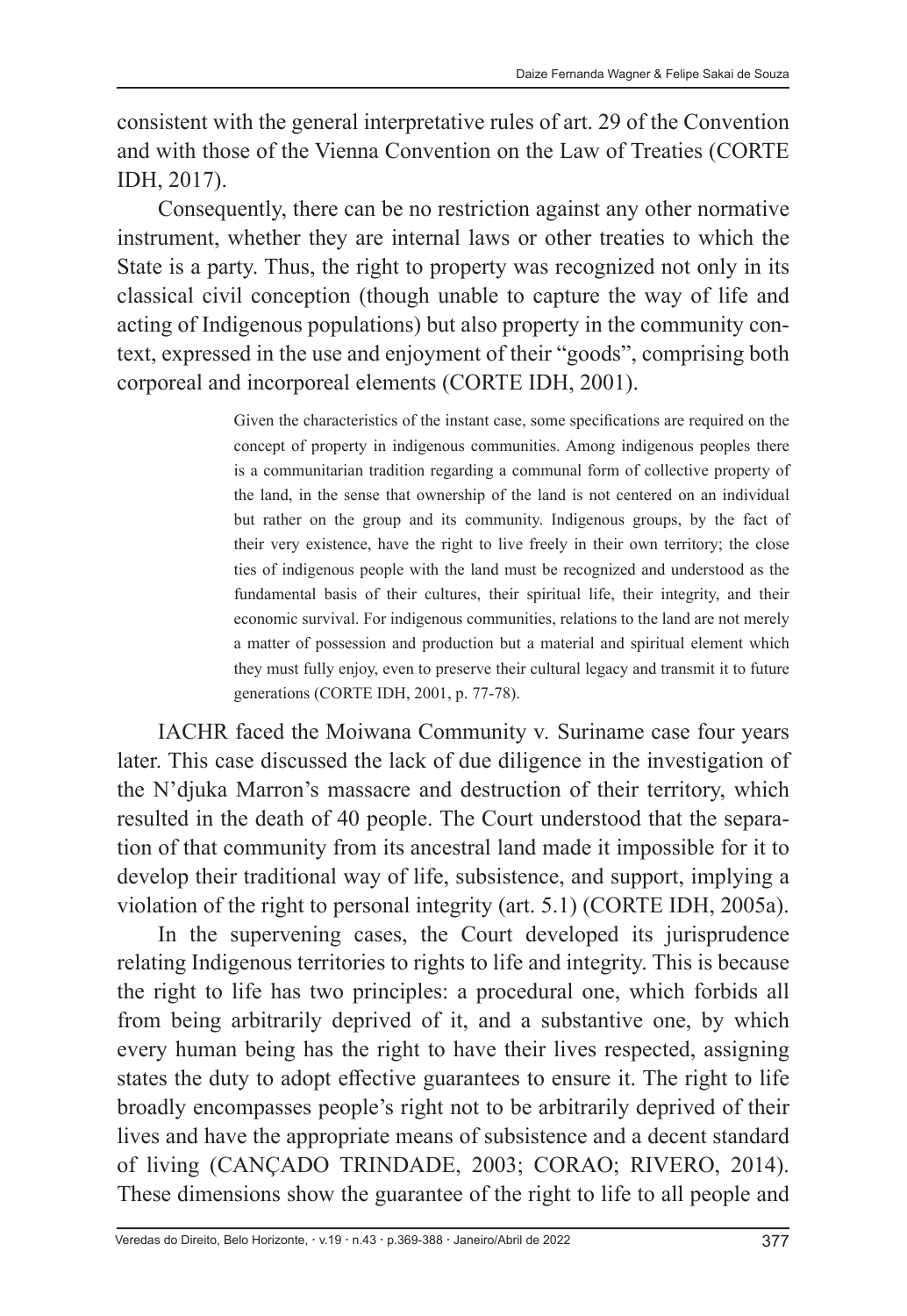consistent with the general interpretative rules of art. 29 of the Convention and with those of the Vienna Convention on the Law of Treaties (CORTE IDH, 2017).

Consequently, there can be no restriction against any other normative instrument, whether they are internal laws or other treaties to which the State is a party. Thus, the right to property was recognized not only in its classical civil conception (though unable to capture the way of life and acting of Indigenous populations) but also property in the community context, expressed in the use and enjoyment of their "goods", comprising both corporeal and incorporeal elements (CORTE IDH, 2001).

> Given the characteristics of the instant case, some specifications are required on the concept of property in indigenous communities. Among indigenous peoples there is a communitarian tradition regarding a communal form of collective property of the land, in the sense that ownership of the land is not centered on an individual but rather on the group and its community. Indigenous groups, by the fact of their very existence, have the right to live freely in their own territory; the close ties of indigenous people with the land must be recognized and understood as the fundamental basis of their cultures, their spiritual life, their integrity, and their economic survival. For indigenous communities, relations to the land are not merely a matter of possession and production but a material and spiritual element which they must fully enjoy, even to preserve their cultural legacy and transmit it to future generations (CORTE IDH, 2001, p. 77-78).

IACHR faced the Moiwana Community v. Suriname case four years later. This case discussed the lack of due diligence in the investigation of the N'djuka Marron's massacre and destruction of their territory, which resulted in the death of 40 people. The Court understood that the separation of that community from its ancestral land made it impossible for it to develop their traditional way of life, subsistence, and support, implying a violation of the right to personal integrity (art. 5.1) (CORTE IDH, 2005a).

In the supervening cases, the Court developed its jurisprudence relating Indigenous territories to rights to life and integrity. This is because the right to life has two principles: a procedural one, which forbids all from being arbitrarily deprived of it, and a substantive one, by which every human being has the right to have their lives respected, assigning states the duty to adopt effective guarantees to ensure it. The right to life broadly encompasses people's right not to be arbitrarily deprived of their lives and have the appropriate means of subsistence and a decent standard of living (CANÇADO TRINDADE, 2003; CORAO; RIVERO, 2014). These dimensions show the guarantee of the right to life to all people and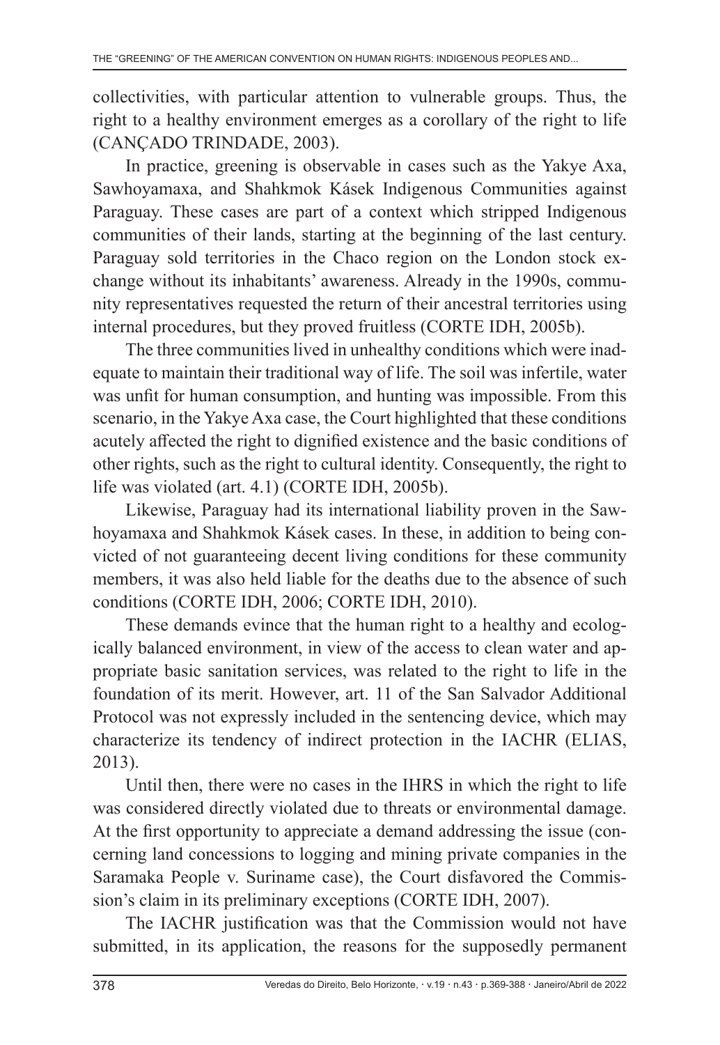collectivities, with particular attention to vulnerable groups. Thus, the right to a healthy environment emerges as a corollary of the right to life (CANÇADO TRINDADE, 2003).

In practice, greening is observable in cases such as the Yakye Axa, Sawhoyamaxa, and Shahkmok Kásek Indigenous Communities against Paraguay. These cases are part of a context which stripped Indigenous communities of their lands, starting at the beginning of the last century. Paraguay sold territories in the Chaco region on the London stock exchange without its inhabitants' awareness. Already in the 1990s, community representatives requested the return of their ancestral territories using internal procedures, but they proved fruitless (CORTE IDH, 2005b).

The three communities lived in unhealthy conditions which were inadequate to maintain their traditional way of life. The soil was infertile, water was unfit for human consumption, and hunting was impossible. From this scenario, in the Yakye Axa case, the Court highlighted that these conditions acutely affected the right to dignified existence and the basic conditions of other rights, such as the right to cultural identity. Consequently, the right to life was violated (art. 4.1) (CORTE IDH, 2005b).

Likewise, Paraguay had its international liability proven in the Sawhoyamaxa and Shahkmok Kásek cases. In these, in addition to being convicted of not guaranteeing decent living conditions for these community members, it was also held liable for the deaths due to the absence of such conditions (CORTE IDH, 2006; CORTE IDH, 2010).

These demands evince that the human right to a healthy and ecologically balanced environment, in view of the access to clean water and appropriate basic sanitation services, was related to the right to life in the foundation of its merit. However, art. 11 of the San Salvador Additional Protocol was not expressly included in the sentencing device, which may characterize its tendency of indirect protection in the IACHR (ELIAS, 2013).

Until then, there were no cases in the IHRS in which the right to life was considered directly violated due to threats or environmental damage. At the first opportunity to appreciate a demand addressing the issue (concerning land concessions to logging and mining private companies in the Saramaka People v. Suriname case), the Court disfavored the Commission's claim in its preliminary exceptions (CORTE IDH, 2007).

The IACHR justification was that the Commission would not have submitted, in its application, the reasons for the supposedly permanent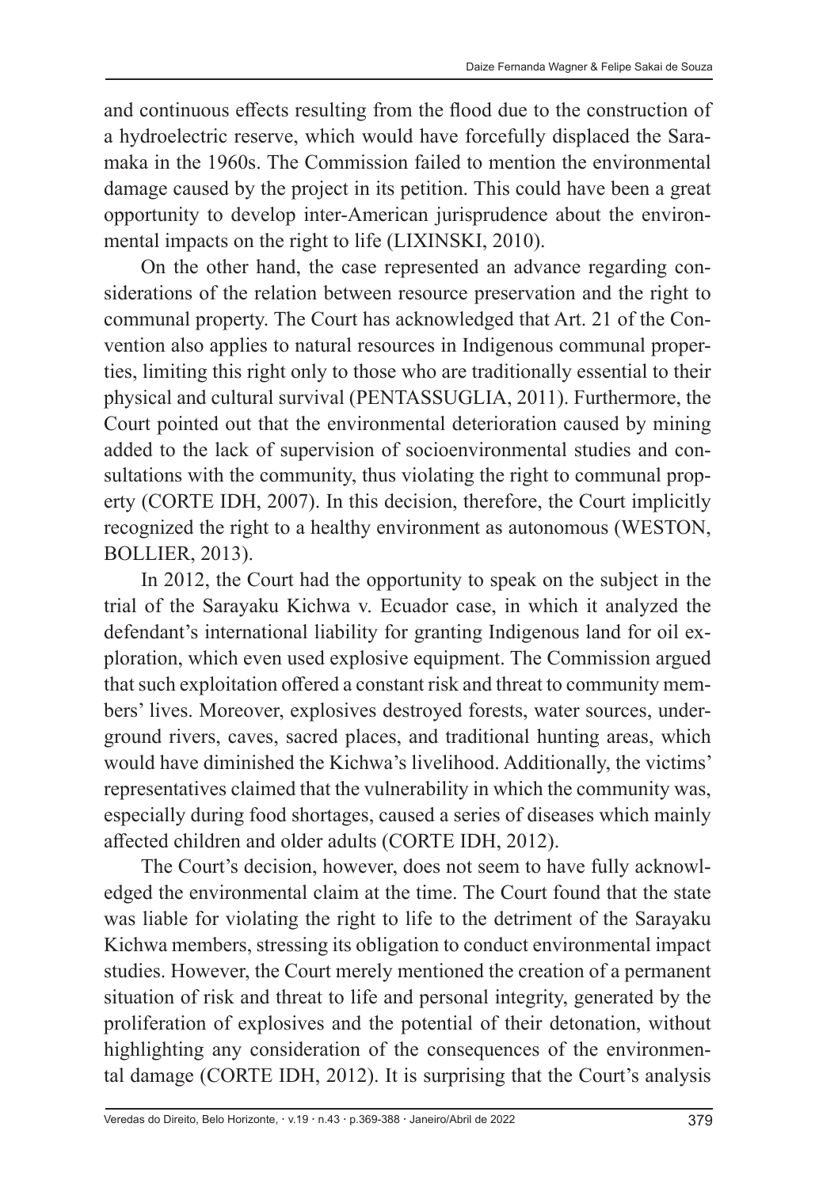and continuous effects resulting from the flood due to the construction of a hydroelectric reserve, which would have forcefully displaced the Saramaka in the 1960s. The Commission failed to mention the environmental damage caused by the project in its petition. This could have been a great opportunity to develop inter-American jurisprudence about the environmental impacts on the right to life (LIXINSKI, 2010).

On the other hand, the case represented an advance regarding considerations of the relation between resource preservation and the right to communal property. The Court has acknowledged that Art. 21 of the Convention also applies to natural resources in Indigenous communal properties, limiting this right only to those who are traditionally essential to their physical and cultural survival (PENTASSUGLIA, 2011). Furthermore, the Court pointed out that the environmental deterioration caused by mining added to the lack of supervision of socioenvironmental studies and consultations with the community, thus violating the right to communal property (CORTE IDH, 2007). In this decision, therefore, the Court implicitly recognized the right to a healthy environment as autonomous (WESTON, BOLLIER, 2013).

In 2012, the Court had the opportunity to speak on the subject in the trial of the Sarayaku Kichwa v. Ecuador case, in which it analyzed the defendant's international liability for granting Indigenous land for oil exploration, which even used explosive equipment. The Commission argued that such exploitation offered a constant risk and threat to community members' lives. Moreover, explosives destroyed forests, water sources, underground rivers, caves, sacred places, and traditional hunting areas, which would have diminished the Kichwa's livelihood. Additionally, the victims' representatives claimed that the vulnerability in which the community was, especially during food shortages, caused a series of diseases which mainly affected children and older adults (CORTE IDH, 2012).

The Court's decision, however, does not seem to have fully acknowledged the environmental claim at the time. The Court found that the state was liable for violating the right to life to the detriment of the Sarayaku Kichwa members, stressing its obligation to conduct environmental impact studies. However, the Court merely mentioned the creation of a permanent situation of risk and threat to life and personal integrity, generated by the proliferation of explosives and the potential of their detonation, without highlighting any consideration of the consequences of the environmental damage (CORTE IDH, 2012). It is surprising that the Court's analysis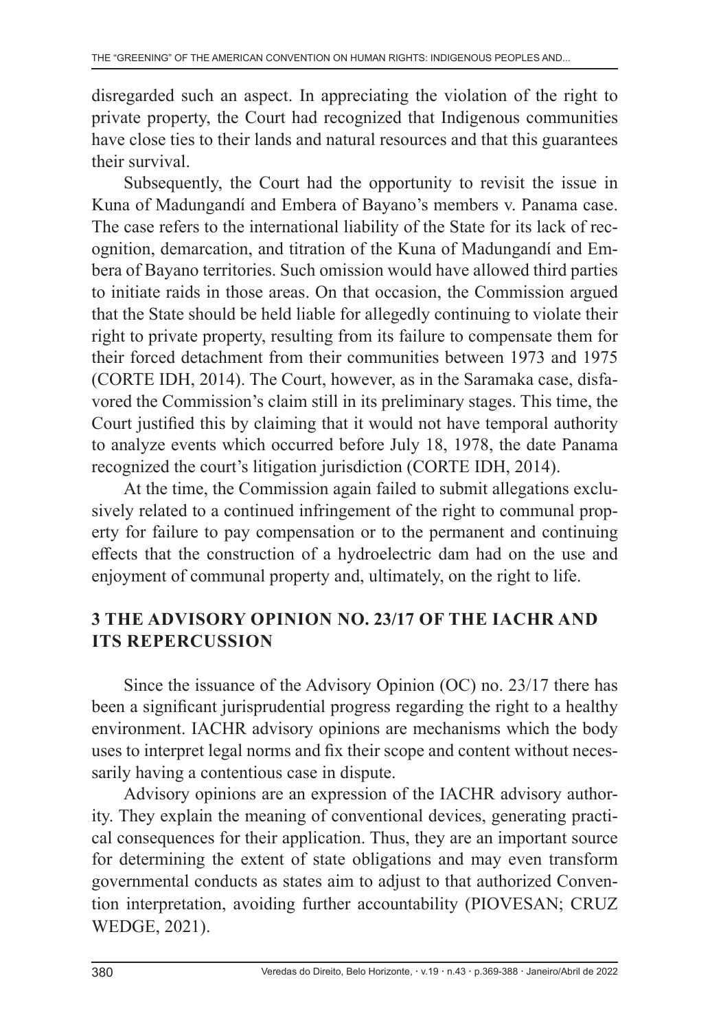disregarded such an aspect. In appreciating the violation of the right to private property, the Court had recognized that Indigenous communities have close ties to their lands and natural resources and that this guarantees their survival.

Subsequently, the Court had the opportunity to revisit the issue in Kuna of Madungandí and Embera of Bayano's members v. Panama case. The case refers to the international liability of the State for its lack of recognition, demarcation, and titration of the Kuna of Madungandí and Embera of Bayano territories. Such omission would have allowed third parties to initiate raids in those areas. On that occasion, the Commission argued that the State should be held liable for allegedly continuing to violate their right to private property, resulting from its failure to compensate them for their forced detachment from their communities between 1973 and 1975 (CORTE IDH, 2014). The Court, however, as in the Saramaka case, disfavored the Commission's claim still in its preliminary stages. This time, the Court justified this by claiming that it would not have temporal authority to analyze events which occurred before July 18, 1978, the date Panama recognized the court's litigation jurisdiction (CORTE IDH, 2014).

At the time, the Commission again failed to submit allegations exclusively related to a continued infringement of the right to communal property for failure to pay compensation or to the permanent and continuing effects that the construction of a hydroelectric dam had on the use and enjoyment of communal property and, ultimately, on the right to life.

## 3 THE ADVISORY OPINION NO. 23/17 OF THE IACHR AND ITS REPERCUSSION

Since the issuance of the Advisory Opinion (OC) no. 23/17 there has been a significant jurisprudential progress regarding the right to a healthy environment. IACHR advisory opinions are mechanisms which the body uses to interpret legal norms and fix their scope and content without necessarily having a contentious case in dispute.

Advisory opinions are an expression of the IACHR advisory authority. They explain the meaning of conventional devices, generating practical consequences for their application. Thus, they are an important source for determining the extent of state obligations and may even transform governmental conducts as states aim to adjust to that authorized Convention interpretation, avoiding further accountability (PIOVESAN; CRUZ WEDGE, 2021).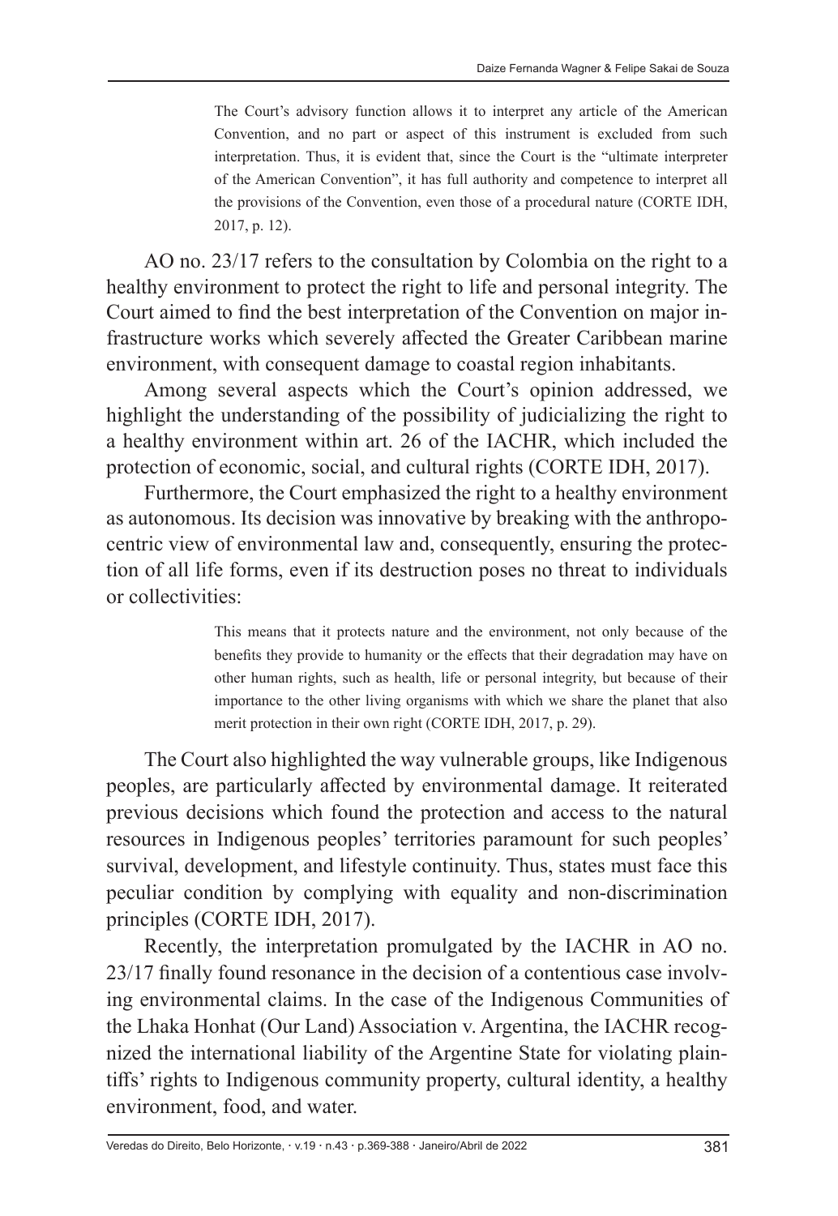> The Court's advisory function allows it to interpret any article of the American Convention, and no part or aspect of this instrument is excluded from such interpretation. Thus, it is evident that, since the Court is the "ultimate interpreter of the American Convention", it has full authority and competence to interpret all the provisions of the Convention, even those of a procedural nature (CORTE IDH, 2017, p. 12).

AO no. 23/17 refers to the consultation by Colombia on the right to a healthy environment to protect the right to life and personal integrity. The Court aimed to find the best interpretation of the Convention on major infrastructure works which severely affected the Greater Caribbean marine environment, with consequent damage to coastal region inhabitants.

Among several aspects which the Court's opinion addressed, we highlight the understanding of the possibility of judicializing the right to a healthy environment within art. 26 of the IACHR, which included the protection of economic, social, and cultural rights (CORTE IDH, 2017).

Furthermore, the Court emphasized the right to a healthy environment as autonomous. Its decision was innovative by breaking with the anthropocentric view of environmental law and, consequently, ensuring the protection of all life forms, even if its destruction poses no threat to individuals or collectivities:

> This means that it protects nature and the environment, not only because of the benefits they provide to humanity or the effects that their degradation may have on other human rights, such as health, life or personal integrity, but because of their importance to the other living organisms with which we share the planet that also merit protection in their own right (CORTE IDH, 2017, p. 29).

The Court also highlighted the way vulnerable groups, like Indigenous peoples, are particularly affected by environmental damage. It reiterated previous decisions which found the protection and access to the natural resources in Indigenous peoples' territories paramount for such peoples' survival, development, and lifestyle continuity. Thus, states must face this peculiar condition by complying with equality and non-discrimination principles (CORTE IDH, 2017).

Recently, the interpretation promulgated by the IACHR in AO no. 23/17 finally found resonance in the decision of a contentious case involving environmental claims. In the case of the Indigenous Communities of the Lhaka Honhat (Our Land) Association v. Argentina, the IACHR recognized the international liability of the Argentine State for violating plaintiffs' rights to Indigenous community property, cultural identity, a healthy environment, food, and water.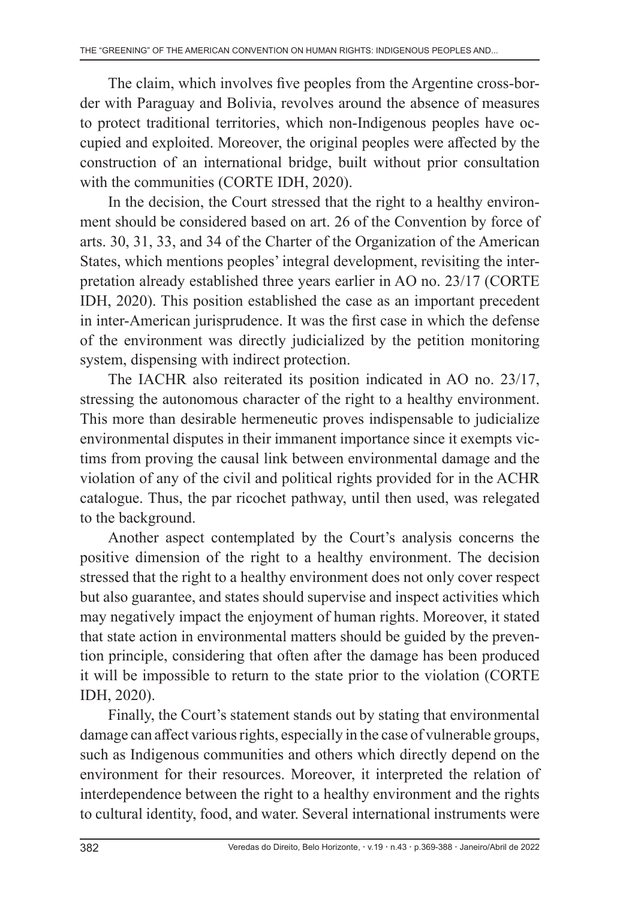The claim, which involves five peoples from the Argentine cross-border with Paraguay and Bolivia, revolves around the absence of measures to protect traditional territories, which non-Indigenous peoples have occupied and exploited. Moreover, the original peoples were affected by the construction of an international bridge, built without prior consultation with the communities (CORTE IDH, 2020).

In the decision, the Court stressed that the right to a healthy environment should be considered based on art. 26 of the Convention by force of arts. 30, 31, 33, and 34 of the Charter of the Organization of the American States, which mentions peoples' integral development, revisiting the interpretation already established three years earlier in AO no. 23/17 (CORTE IDH, 2020). This position established the case as an important precedent in inter-American jurisprudence. It was the first case in which the defense of the environment was directly judicialized by the petition monitoring system, dispensing with indirect protection.

The IACHR also reiterated its position indicated in AO no. 23/17, stressing the autonomous character of the right to a healthy environment. This more than desirable hermeneutic proves indispensable to judicialize environmental disputes in their immanent importance since it exempts victims from proving the causal link between environmental damage and the violation of any of the civil and political rights provided for in the ACHR catalogue. Thus, the par ricochet pathway, until then used, was relegated to the background.

Another aspect contemplated by the Court's analysis concerns the positive dimension of the right to a healthy environment. The decision stressed that the right to a healthy environment does not only cover respect but also guarantee, and states should supervise and inspect activities which may negatively impact the enjoyment of human rights. Moreover, it stated that state action in environmental matters should be guided by the prevention principle, considering that often after the damage has been produced it will be impossible to return to the state prior to the violation (CORTE IDH, 2020).

Finally, the Court's statement stands out by stating that environmental damage can affect various rights, especially in the case of vulnerable groups, such as Indigenous communities and others which directly depend on the environment for their resources. Moreover, it interpreted the relation of interdependence between the right to a healthy environment and the rights to cultural identity, food, and water. Several international instruments were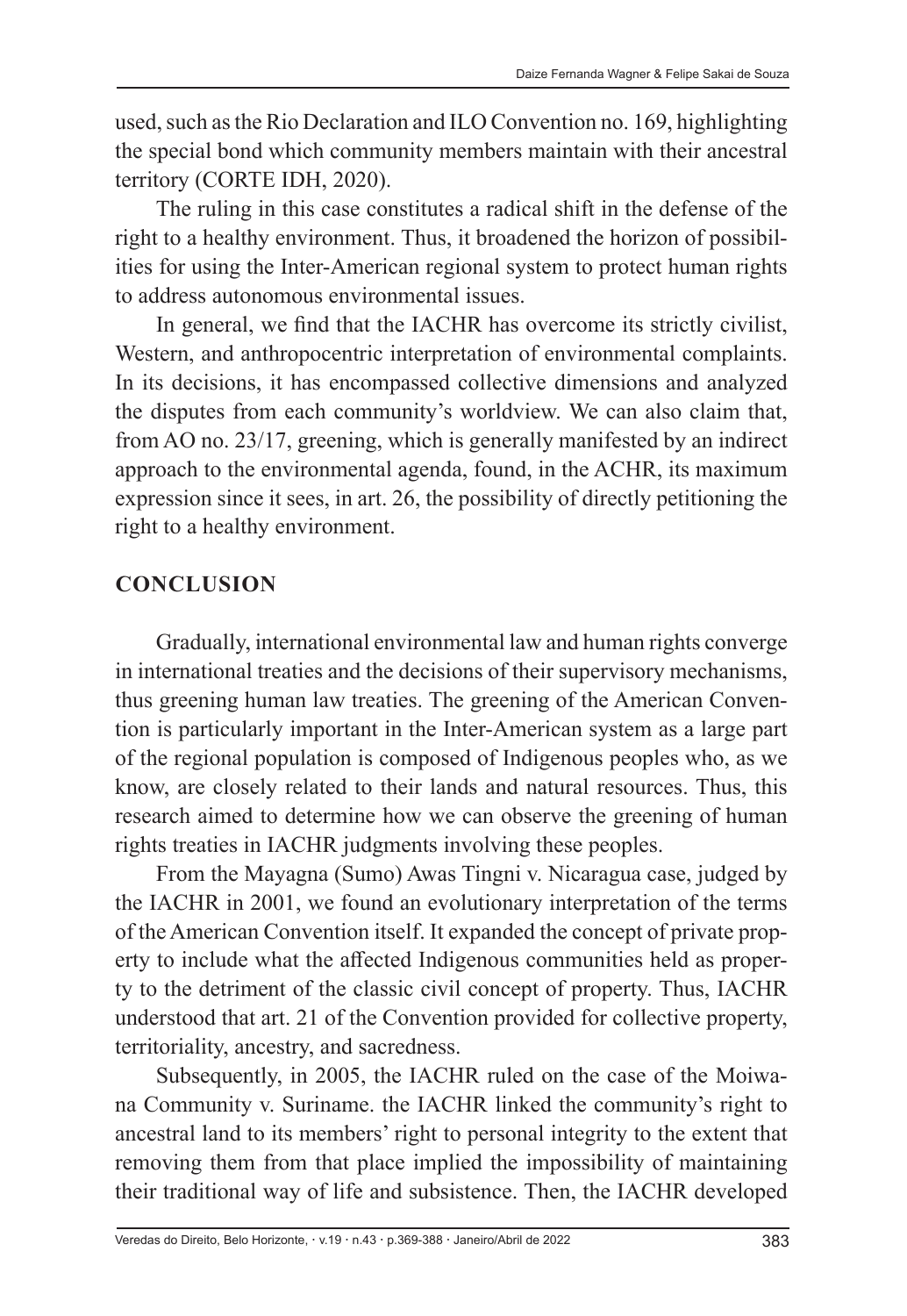used, such as the Rio Declaration and ILO Convention no. 169, highlighting the special bond which community members maintain with their ancestral territory (CORTE IDH, 2020).

The ruling in this case constitutes a radical shift in the defense of the right to a healthy environment. Thus, it broadened the horizon of possibilities for using the Inter-American regional system to protect human rights to address autonomous environmental issues.

In general, we find that the IACHR has overcome its strictly civilist, Western, and anthropocentric interpretation of environmental complaints. In its decisions, it has encompassed collective dimensions and analyzed the disputes from each community's worldview. We can also claim that, from AO no. 23/17, greening, which is generally manifested by an indirect approach to the environmental agenda, found, in the ACHR, its maximum expression since it sees, in art. 26, the possibility of directly petitioning the right to a healthy environment.

## CONCLUSION

Gradually, international environmental law and human rights converge in international treaties and the decisions of their supervisory mechanisms, thus greening human law treaties. The greening of the American Convention is particularly important in the Inter-American system as a large part of the regional population is composed of Indigenous peoples who, as we know, are closely related to their lands and natural resources. Thus, this research aimed to determine how we can observe the greening of human rights treaties in IACHR judgments involving these peoples.

From the Mayagna (Sumo) Awas Tingni v. Nicaragua case, judged by the IACHR in 2001, we found an evolutionary interpretation of the terms of the American Convention itself. It expanded the concept of private property to include what the affected Indigenous communities held as property to the detriment of the classic civil concept of property. Thus, IACHR understood that art. 21 of the Convention provided for collective property, territoriality, ancestry, and sacredness.

Subsequently, in 2005, the IACHR ruled on the case of the Moiwana Community v. Suriname. the IACHR linked the community's right to ancestral land to its members' right to personal integrity to the extent that removing them from that place implied the impossibility of maintaining their traditional way of life and subsistence. Then, the IACHR developed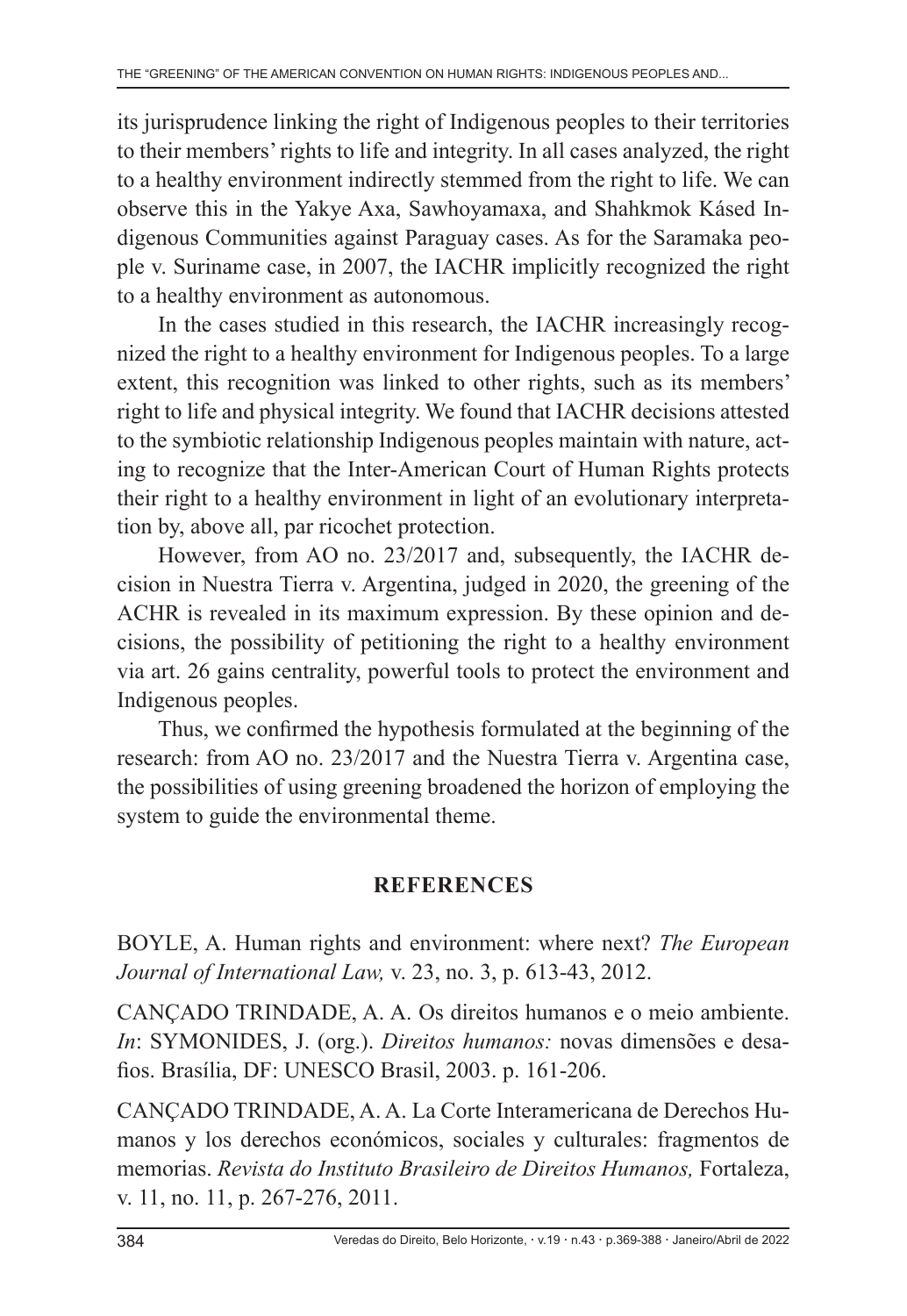its jurisprudence linking the right of Indigenous peoples to their territories to their members' rights to life and integrity. In all cases analyzed, the right to a healthy environment indirectly stemmed from the right to life. We can observe this in the Yakye Axa, Sawhoyamaxa, and Shahkmok Kásed Indigenous Communities against Paraguay cases. As for the Saramaka people v. Suriname case, in 2007, the IACHR implicitly recognized the right to a healthy environment as autonomous.

In the cases studied in this research, the IACHR increasingly recognized the right to a healthy environment for Indigenous peoples. To a large extent, this recognition was linked to other rights, such as its members' right to life and physical integrity. We found that IACHR decisions attested to the symbiotic relationship Indigenous peoples maintain with nature, acting to recognize that the Inter-American Court of Human Rights protects their right to a healthy environment in light of an evolutionary interpretation by, above all, par ricochet protection.

However, from AO no. 23/2017 and, subsequently, the IACHR decision in Nuestra Tierra v. Argentina, judged in 2020, the greening of the ACHR is revealed in its maximum expression. By these opinion and decisions, the possibility of petitioning the right to a healthy environment via art. 26 gains centrality, powerful tools to protect the environment and Indigenous peoples.

Thus, we confirmed the hypothesis formulated at the beginning of the research: from AO no. 23/2017 and the Nuestra Tierra v. Argentina case, the possibilities of using greening broadened the horizon of employing the system to guide the environmental theme.

## REFERENCES

BOYLE, A. Human rights and environment: where next? *The European Journal of International Law,* v. 23, no. 3, p. 613-43, 2012.

CANÇADO TRINDADE, A. A. Os direitos humanos e o meio ambiente. *In*: SYMONIDES, J. (org.). *Direitos humanos:* novas dimensões e desafios. Brasília, DF: UNESCO Brasil, 2003. p. 161-206.

CANÇADO TRINDADE, A. A. La Corte Interamericana de Derechos Humanos y los derechos económicos, sociales y culturales: fragmentos de memorias. *Revista do Instituto Brasileiro de Direitos Humanos,* Fortaleza, v. 11, no. 11, p. 267-276, 2011.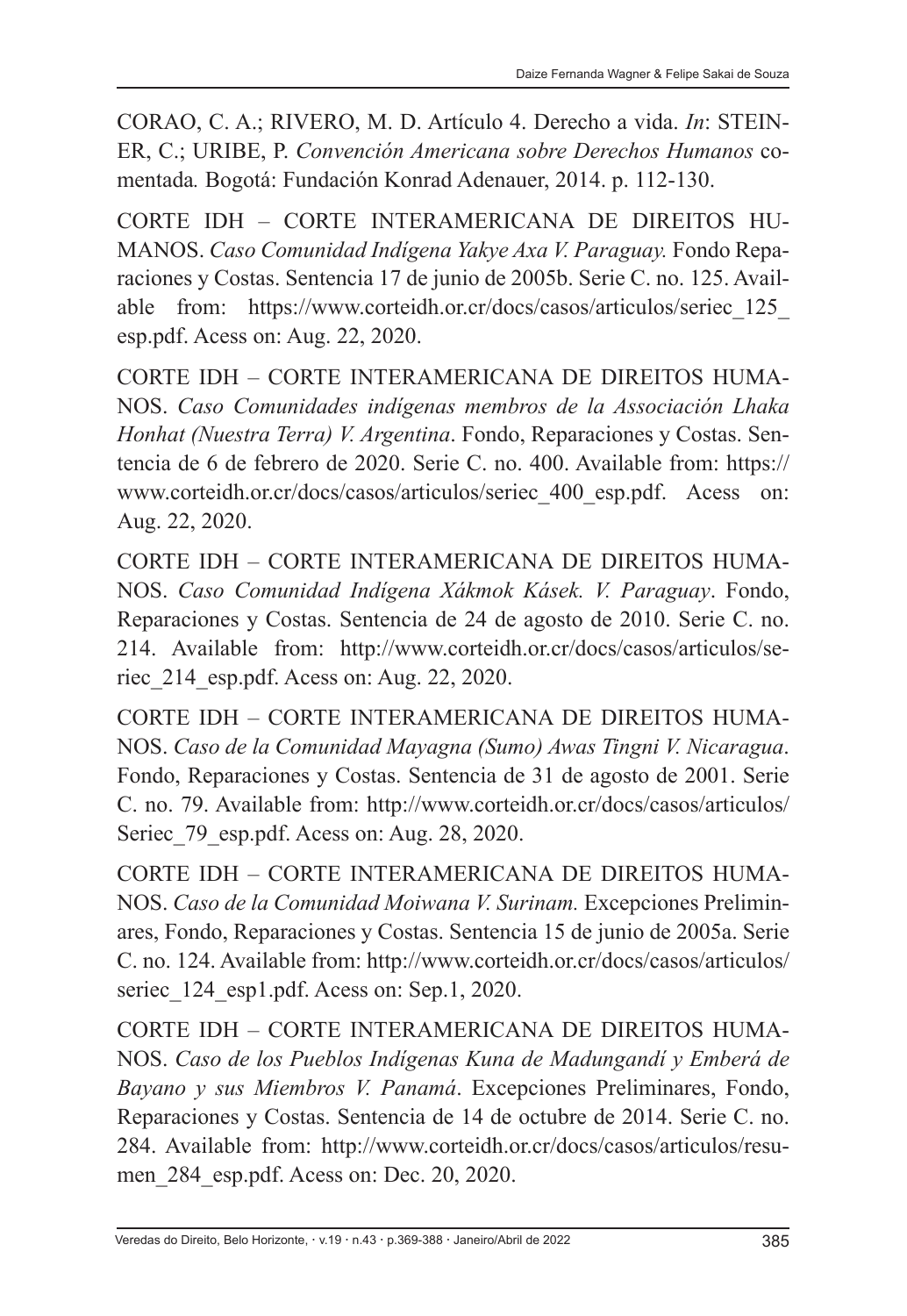CORAO, C. A.; RIVERO, M. D. Artículo 4. Derecho a vida. *In*: STEINER, C.; URIBE, P. *Convención Americana sobre Derechos Humanos* comentada*.* Bogotá: Fundación Konrad Adenauer, 2014. p. 112-130.

CORTE IDH – CORTE INTERAMERICANA DE DIREITOS HUMANOS. *Caso Comunidad Indígena Yakye Axa V. Paraguay.* Fondo Reparaciones y Costas. Sentencia 17 de junio de 2005b. Serie C. no. 125. Available from: https://www.corteidh.or.cr/docs/casos/articulos/seriec_125_esp.pdf. Acess on: Aug. 22, 2020.

CORTE IDH – CORTE INTERAMERICANA DE DIREITOS HUMANOS. *Caso Comunidades indígenas membros de la Associación Lhaka Honhat (Nuestra Terra) V. Argentina*. Fondo, Reparaciones y Costas. Sentencia de 6 de febrero de 2020. Serie C. no. 400. Available from: https://www.corteidh.or.cr/docs/casos/articulos/seriec_400_esp.pdf. Acess on: Aug. 22, 2020.

CORTE IDH – CORTE INTERAMERICANA DE DIREITOS HUMANOS. *Caso Comunidad Indígena Xákmok Kásek. V. Paraguay*. Fondo, Reparaciones y Costas. Sentencia de 24 de agosto de 2010. Serie C. no. 214. Available from: http://www.corteidh.or.cr/docs/casos/articulos/seriec_214_esp.pdf. Acess on: Aug. 22, 2020.

CORTE IDH – CORTE INTERAMERICANA DE DIREITOS HUMANOS. *Caso de la Comunidad Mayagna (Sumo) Awas Tingni V. Nicaragua*. Fondo, Reparaciones y Costas. Sentencia de 31 de agosto de 2001. Serie C. no. 79. Available from: http://www.corteidh.or.cr/docs/casos/articulos/Seriec_79_esp.pdf. Acess on: Aug. 28, 2020.

CORTE IDH – CORTE INTERAMERICANA DE DIREITOS HUMANOS. *Caso de la Comunidad Moiwana V. Surinam.* Excepciones Preliminares, Fondo, Reparaciones y Costas. Sentencia 15 de junio de 2005a. Serie C. no. 124. Available from: http://www.corteidh.or.cr/docs/casos/articulos/seriec_124_esp1.pdf. Acess on: Sep.1, 2020.

CORTE IDH – CORTE INTERAMERICANA DE DIREITOS HUMANOS. *Caso de los Pueblos Indígenas Kuna de Madungandí y Emberá de Bayano y sus Miembros V. Panamá*. Excepciones Preliminares, Fondo, Reparaciones y Costas. Sentencia de 14 de octubre de 2014. Serie C. no. 284. Available from: http://www.corteidh.or.cr/docs/casos/articulos/resumen_284_esp.pdf. Acess on: Dec. 20, 2020.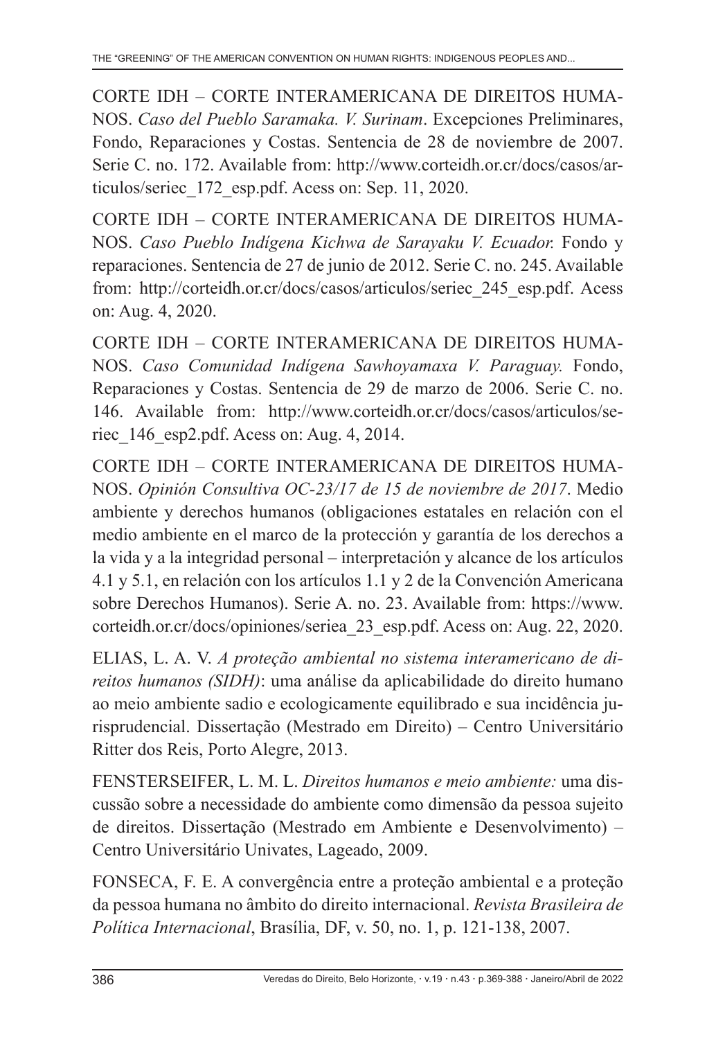CORTE IDH – CORTE INTERAMERICANA DE DIREITOS HUMANOS. *Caso del Pueblo Saramaka. V. Surinam*. Excepciones Preliminares, Fondo, Reparaciones y Costas. Sentencia de 28 de noviembre de 2007. Serie C. no. 172. Available from: http://www.corteidh.or.cr/docs/casos/articulos/seriec_172_esp.pdf. Acess on: Sep. 11, 2020.

CORTE IDH – CORTE INTERAMERICANA DE DIREITOS HUMANOS. *Caso Pueblo Indígena Kichwa de Sarayaku V. Ecuador.* Fondo y reparaciones. Sentencia de 27 de junio de 2012. Serie C. no. 245. Available from: http://corteidh.or.cr/docs/casos/articulos/seriec_245_esp.pdf. Acess on: Aug. 4, 2020.

CORTE IDH – CORTE INTERAMERICANA DE DIREITOS HUMANOS. *Caso Comunidad Indígena Sawhoyamaxa V. Paraguay.* Fondo, Reparaciones y Costas. Sentencia de 29 de marzo de 2006. Serie C. no. 146. Available from: http://www.corteidh.or.cr/docs/casos/articulos/seriec_146_esp2.pdf. Acess on: Aug. 4, 2014.

CORTE IDH – CORTE INTERAMERICANA DE DIREITOS HUMANOS. *Opinión Consultiva OC-23/17 de 15 de noviembre de 2017*. Medio ambiente y derechos humanos (obligaciones estatales en relación con el medio ambiente en el marco de la protección y garantía de los derechos a la vida y a la integridad personal – interpretación y alcance de los artículos 4.1 y 5.1, en relación con los artículos 1.1 y 2 de la Convención Americana sobre Derechos Humanos). Serie A. no. 23. Available from: https://www.corteidh.or.cr/docs/opiniones/seriea_23_esp.pdf. Acess on: Aug. 22, 2020.

ELIAS, L. A. V. *A proteção ambiental no sistema interamericano de direitos humanos (SIDH)*: uma análise da aplicabilidade do direito humano ao meio ambiente sadio e ecologicamente equilibrado e sua incidência jurisprudencial. Dissertação (Mestrado em Direito) – Centro Universitário Ritter dos Reis, Porto Alegre, 2013.

FENSTERSEIFER, L. M. L. *Direitos humanos e meio ambiente:* uma discussão sobre a necessidade do ambiente como dimensão da pessoa sujeito de direitos. Dissertação (Mestrado em Ambiente e Desenvolvimento) – Centro Universitário Univates, Lageado, 2009.

FONSECA, F. E. A convergência entre a proteção ambiental e a proteção da pessoa humana no âmbito do direito internacional. *Revista Brasileira de Política Internacional*, Brasília, DF, v. 50, no. 1, p. 121-138, 2007.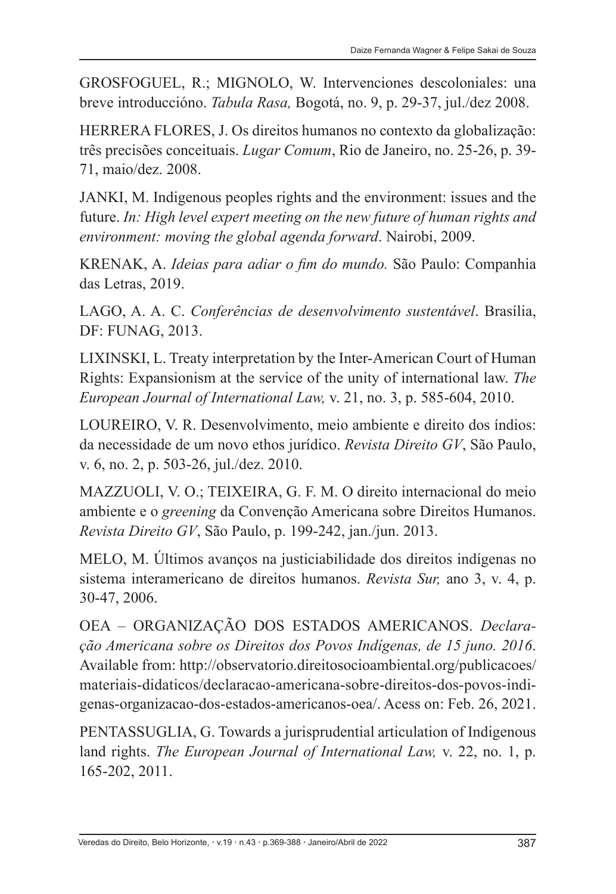GROSFOGUEL, R.; MIGNOLO, W. Intervenciones descoloniales: una breve introduccióno. *Tabula Rasa,* Bogotá, no. 9, p. 29-37, jul./dez 2008.

HERRERA FLORES, J. Os direitos humanos no contexto da globalização: três precisões conceituais. *Lugar Comum*, Rio de Janeiro, no. 25-26, p. 39-71, maio/dez. 2008.

JANKI, M. Indigenous peoples rights and the environment: issues and the future. *In: High level expert meeting on the new future of human rights and environment: moving the global agenda forward*. Nairobi, 2009.

KRENAK, A. *Ideias para adiar o fim do mundo.* São Paulo: Companhia das Letras, 2019.

LAGO, A. A. C. *Conferências de desenvolvimento sustentável*. Brasília, DF: FUNAG, 2013.

LIXINSKI, L. Treaty interpretation by the Inter-American Court of Human Rights: Expansionism at the service of the unity of international law. *The European Journal of International Law,* v. 21, no. 3, p. 585-604, 2010.

LOUREIRO, V. R. Desenvolvimento, meio ambiente e direito dos índios: da necessidade de um novo ethos jurídico. *Revista Direito GV*, São Paulo, v. 6, no. 2, p. 503-26, jul./dez. 2010.

MAZZUOLI, V. O.; TEIXEIRA, G. F. M. O direito internacional do meio ambiente e o *greening* da Convenção Americana sobre Direitos Humanos. *Revista Direito GV*, São Paulo, p. 199-242, jan./jun. 2013.

MELO, M. Últimos avanços na justiciabilidade dos direitos indígenas no sistema interamericano de direitos humanos. *Revista Sur,* ano 3, v. 4, p. 30-47, 2006.

OEA – ORGANIZAÇÃO DOS ESTADOS AMERICANOS. *Declaração Americana sobre os Direitos dos Povos Indígenas, de 15 juno. 2016*. Available from: http://observatorio.direitosocioambiental.org/publicacoes/materiais-didaticos/declaracao-americana-sobre-direitos-dos-povos-indigenas-organizacao-dos-estados-americanos-oea/. Acess on: Feb. 26, 2021.

PENTASSUGLIA, G. Towards a jurisprudential articulation of Indigenous land rights. *The European Journal of International Law,* v. 22, no. 1, p. 165-202, 2011.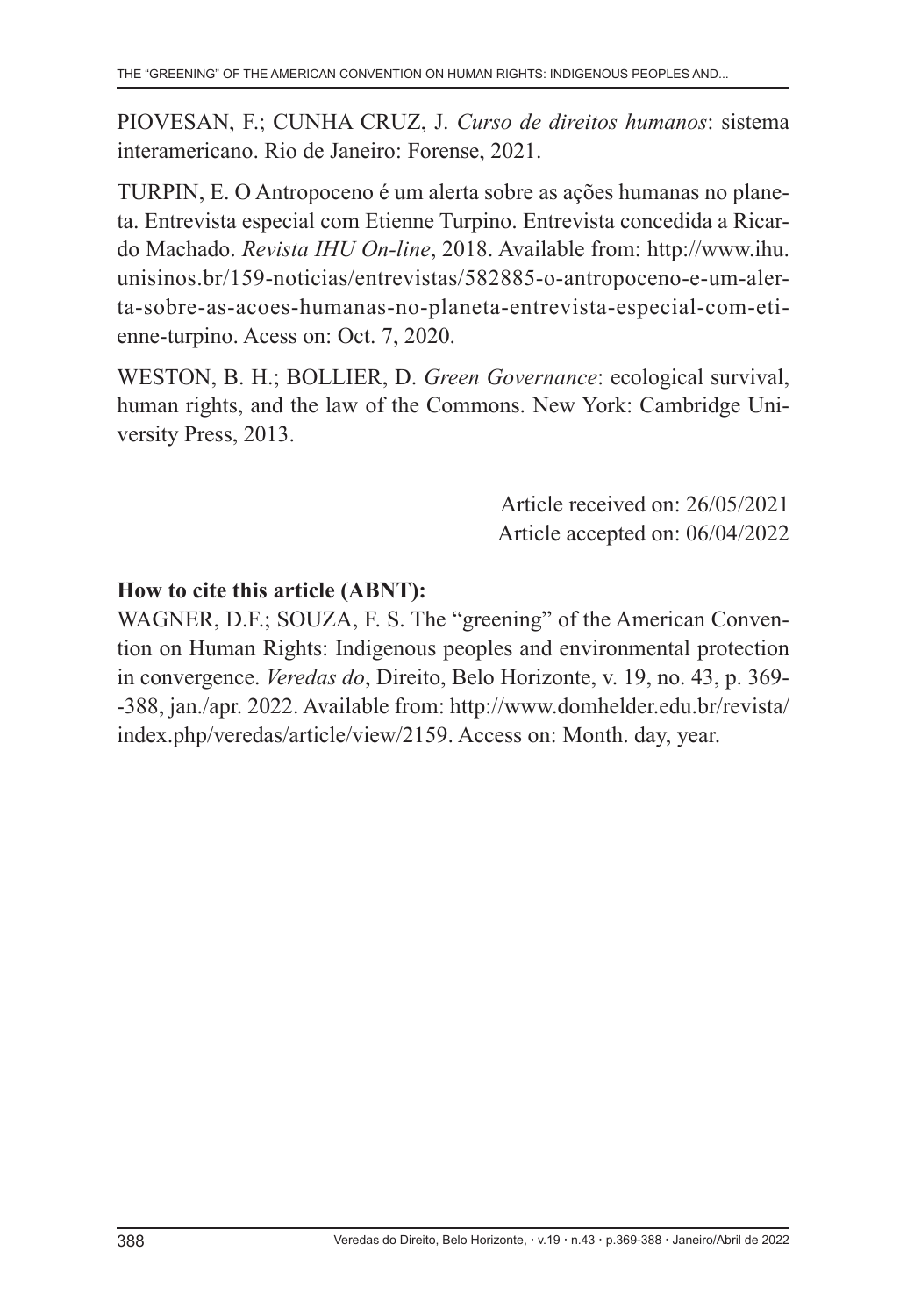PIOVESAN, F.; CUNHA CRUZ, J. *Curso de direitos humanos*: sistema interamericano. Rio de Janeiro: Forense, 2021.

TURPIN, E. O Antropoceno é um alerta sobre as ações humanas no planeta. Entrevista especial com Etienne Turpino. Entrevista concedida a Ricardo Machado. *Revista IHU On-line*, 2018. Available from: http://www.ihu.unisinos.br/159-noticias/entrevistas/582885-o-antropoceno-e-um-alerta-sobre-as-acoes-humanas-no-planeta-entrevista-especial-com-etienne-turpino. Acess on: Oct. 7, 2020.

WESTON, B. H.; BOLLIER, D. *Green Governance*: ecological survival, human rights, and the law of the Commons. New York: Cambridge University Press, 2013.

Article received on: 26/05/2021
Article accepted on: 06/04/2022

**How to cite this article (ABNT):**
WAGNER, D.F.; SOUZA, F. S. The "greening" of the American Convention on Human Rights: Indigenous peoples and environmental protection in convergence. *Veredas do*, Direito, Belo Horizonte, v. 19, no. 43, p. 369--388, jan./apr. 2022. Available from: http://www.domhelder.edu.br/revista/index.php/veredas/article/view/2159. Access on: Month. day, year.